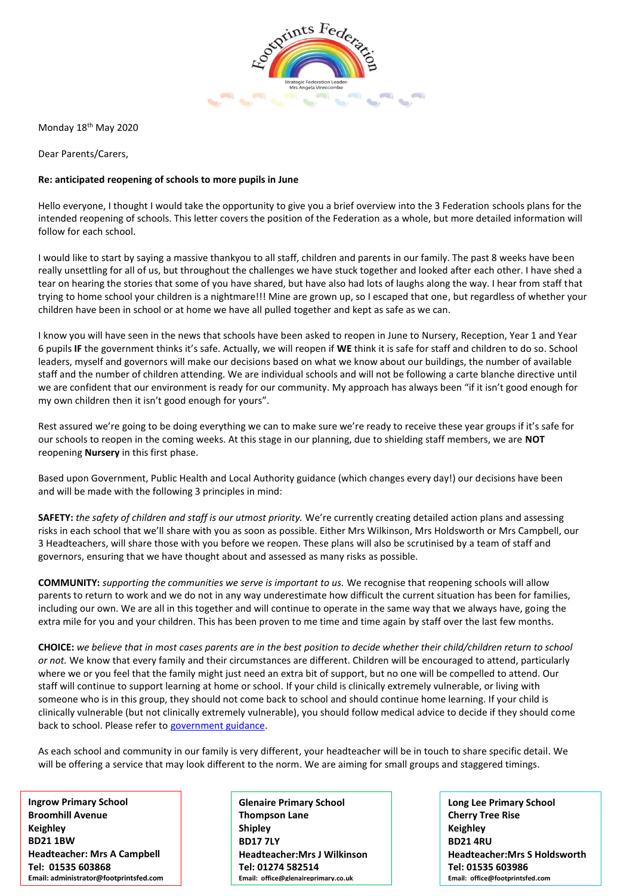Footprints Federation

Strategic Federation Leader: Mrs Angela Vinnicombe

Monday 18th May 2020

Dear Parents/Carers,

**Re: anticipated reopening of schools to more pupils in June**

Hello everyone, I thought I would take the opportunity to give you a brief overview into the 3 Federation schools plans for the intended reopening of schools. This letter covers the position of the Federation as a whole, but more detailed information will follow for each school.

I would like to start by saying a massive thankyou to all staff, children and parents in our family. The past 8 weeks have been really unsettling for all of us, but throughout the challenges we have stuck together and looked after each other. I have shed a tear on hearing the stories that some of you have shared, but have also had lots of laughs along the way. I hear from staff that trying to home school your children is a nightmare!!! Mine are grown up, so I escaped that one, but regardless of whether your children have been in school or at home we have all pulled together and kept as safe as we can.

I know you will have seen in the news that schools have been asked to reopen in June to Nursery, Reception, Year 1 and Year 6 pupils **IF** the government thinks it's safe. Actually, we will reopen if **WE** think it is safe for staff and children to do so. School leaders, myself and governors will make our decisions based on what we know about our buildings, the number of available staff and the number of children attending. We are individual schools and will not be following a carte blanche directive until we are confident that our environment is ready for our community. My approach has always been "if it isn't good enough for my own children then it isn't good enough for yours".

Rest assured we're going to be doing everything we can to make sure we're ready to receive these year groups if it's safe for our schools to reopen in the coming weeks. At this stage in our planning, due to shielding staff members, we are **NOT** reopening **Nursery** in this first phase.

Based upon Government, Public Health and Local Authority guidance (which changes every day!) our decisions have been and will be made with the following 3 principles in mind:

**SAFETY:** *the safety of children and staff is our utmost priority.* We're currently creating detailed action plans and assessing risks in each school that we'll share with you as soon as possible. Either Mrs Wilkinson, Mrs Holdsworth or Mrs Campbell, our 3 Headteachers, will share those with you before we reopen. These plans will also be scrutinised by a team of staff and governors, ensuring that we have thought about and assessed as many risks as possible.

**COMMUNITY:** *supporting the communities we serve is important to us.* We recognise that reopening schools will allow parents to return to work and we do not in any way underestimate how difficult the current situation has been for families, including our own. We are all in this together and will continue to operate in the same way that we always have, going the extra mile for you and your children. This has been proven to me time and time again by staff over the last few months.

**CHOICE:** *we believe that in most cases parents are in the best position to decide whether their child/children return to school or not.* We know that every family and their circumstances are different. Children will be encouraged to attend, particularly where we or you feel that the family might just need an extra bit of support, but no one will be compelled to attend. Our staff will continue to support learning at home or school. If your child is clinically extremely vulnerable, or living with someone who is in this group, they should not come back to school and should continue home learning. If your child is clinically vulnerable (but not clinically extremely vulnerable), you should follow medical advice to decide if they should come back to school. Please refer to government guidance.

As each school and community in our family is very different, your headteacher will be in touch to share specific detail. We will be offering a service that may look different to the norm. We are aiming for small groups and staggered timings.

**Ingrow Primary School**
**Broomhill Avenue**
**Keighley**
**BD21 1BW**
**Headteacher: Mrs A Campbell**
**Tel: 01535 603868**
**Email: administrator@footprintsfed.com**

**Glenaire Primary School**
**Thompson Lane**
**Shipley**
**BD17 7LY**
**Headteacher:Mrs J Wilkinson**
**Tel: 01274 582514**
**Email: office@glenaireprimary.co.uk**

**Long Lee Primary School**
**Cherry Tree Rise**
**Keighley**
**BD21 4RU**
**Headteacher:Mrs S Holdsworth**
**Tel: 01535 603986**
**Email: office@footprintsfed.com**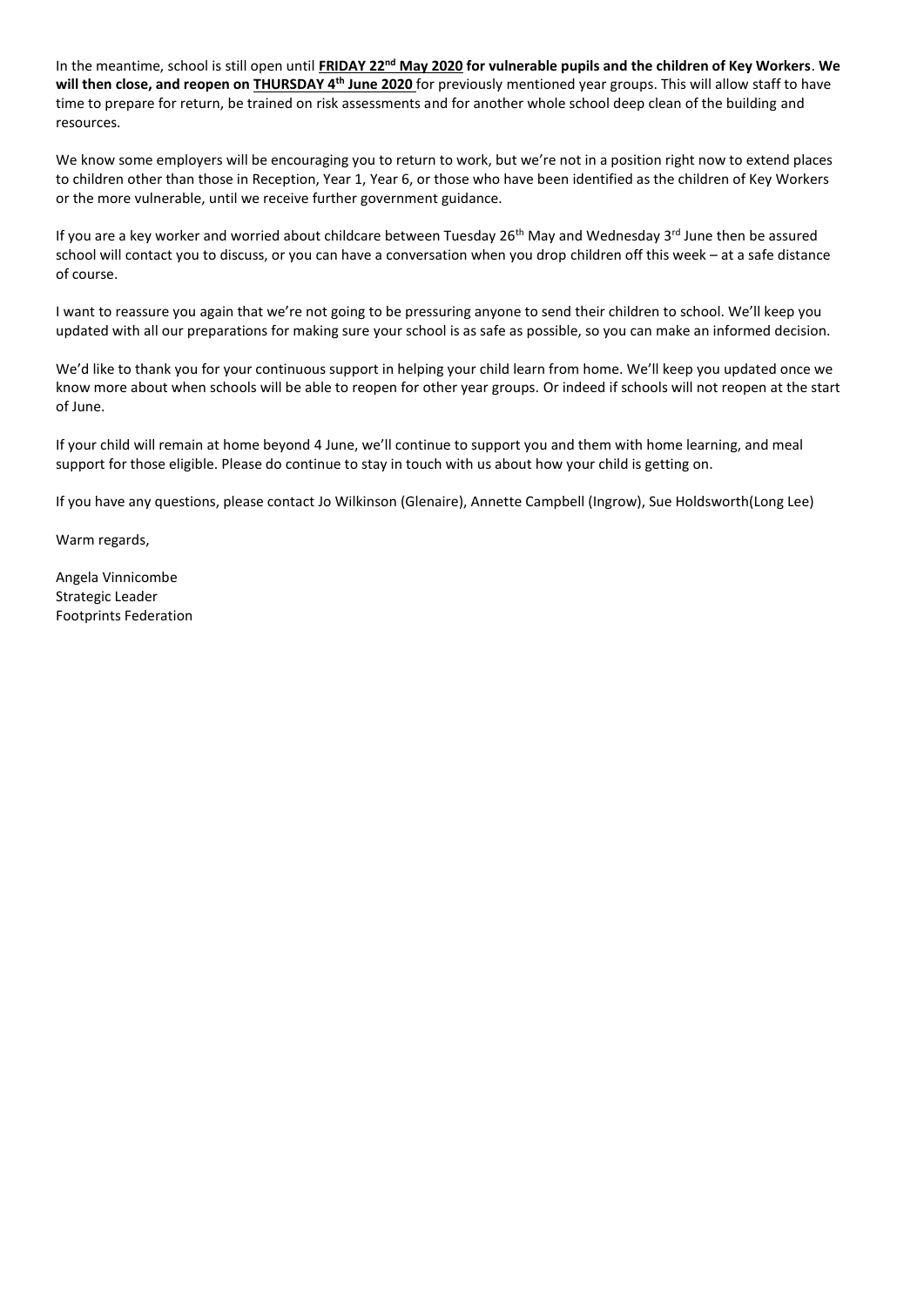In the meantime, school is still open until **FRIDAY 22nd May 2020 for vulnerable pupils and the children of Key Workers**. **We will then close, and reopen on THURSDAY 4th June 2020** for previously mentioned year groups. This will allow staff to have time to prepare for return, be trained on risk assessments and for another whole school deep clean of the building and resources.

We know some employers will be encouraging you to return to work, but we're not in a position right now to extend places to children other than those in Reception, Year 1, Year 6, or those who have been identified as the children of Key Workers or the more vulnerable, until we receive further government guidance.

If you are a key worker and worried about childcare between Tuesday 26th May and Wednesday 3rd June then be assured school will contact you to discuss, or you can have a conversation when you drop children off this week – at a safe distance of course.

I want to reassure you again that we're not going to be pressuring anyone to send their children to school. We'll keep you updated with all our preparations for making sure your school is as safe as possible, so you can make an informed decision.

We'd like to thank you for your continuous support in helping your child learn from home. We'll keep you updated once we know more about when schools will be able to reopen for other year groups. Or indeed if schools will not reopen at the start of June.

If your child will remain at home beyond 4 June, we'll continue to support you and them with home learning, and meal support for those eligible. Please do continue to stay in touch with us about how your child is getting on.

If you have any questions, please contact Jo Wilkinson (Glenaire), Annette Campbell (Ingrow), Sue Holdsworth(Long Lee)

Warm regards,

Angela Vinnicombe
Strategic Leader
Footprints Federation